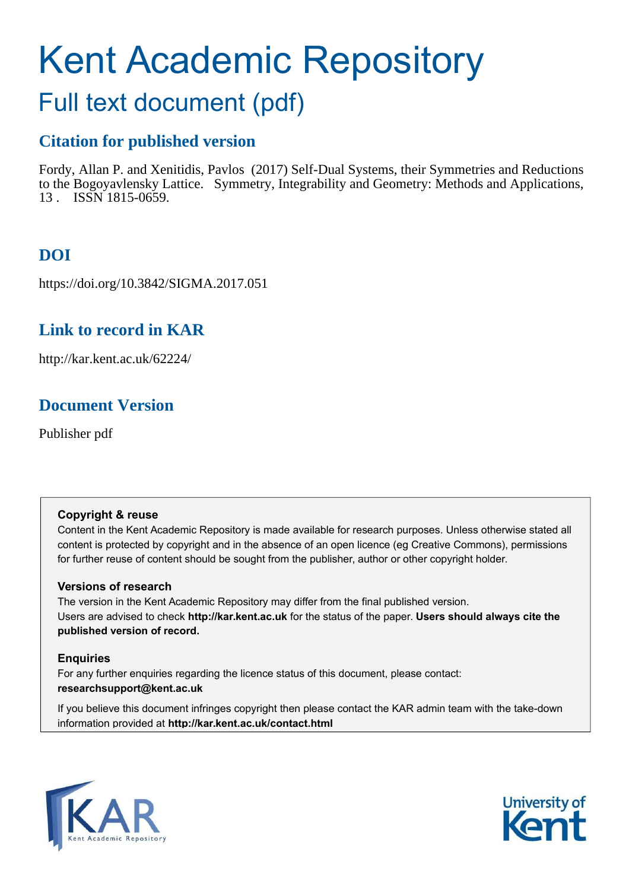# Kent Academic Repository

## Full text document (pdf)

### Citation for published version

Fordy, Allan P. and Xenitidis, Pavlos (2017) Self-Dual Systems, their Symmetries and Reductions to the Bogoyavlensky Lattice. Symmetry, Integrability and Geometry: Methods and Applications, 13 . ISSN 1815-0659.

### DOI

https://doi.org/10.3842/SIGMA.2017.051

### Link to record in KAR

http://kar.kent.ac.uk/62224/

### Document Version

Publisher pdf

**Copyright & reuse**

Content in the Kent Academic Repository is made available for research purposes. Unless otherwise stated all content is protected by copyright and in the absence of an open licence (eg Creative Commons), permissions for further reuse of content should be sought from the publisher, author or other copyright holder.

**Versions of research**

The version in the Kent Academic Repository may differ from the final published version. Users are advised to check **http://kar.kent.ac.uk** for the status of the paper. **Users should always cite the published version of record.**

**Enquiries**

For any further enquiries regarding the licence status of this document, please contact: **researchsupport@kent.ac.uk**

If you believe this document infringes copyright then please contact the KAR admin team with the take-down information provided at **http://kar.kent.ac.uk/contact.html**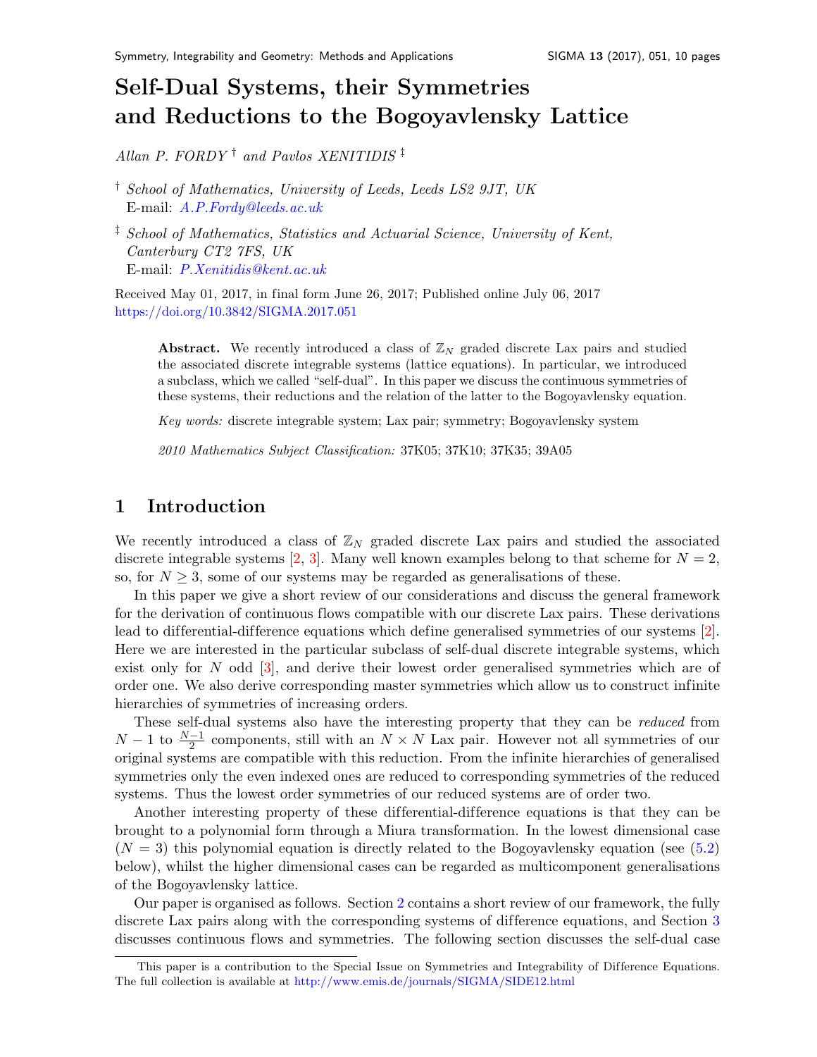# Self-Dual Systems, their Symmetries and Reductions to the Bogoyavlensky Lattice

*Allan P. FORDY* [†] *and Pavlos XENITIDIS* [‡]

[†] *School of Mathematics, University of Leeds, Leeds LS2 9JT, UK*
E-mail: A.P.Fordy@leeds.ac.uk

[‡] *School of Mathematics, Statistics and Actuarial Science, University of Kent, Canterbury CT2 7FS, UK*
E-mail: P.Xenitidis@kent.ac.uk

Received May 01, 2017, in final form June 26, 2017; Published online July 06, 2017
https://doi.org/10.3842/SIGMA.2017.051

> **Abstract.** We recently introduced a class of $\mathbb{Z}_N$ graded discrete Lax pairs and studied the associated discrete integrable systems (lattice equations). In particular, we introduced a subclass, which we called "self-dual". In this paper we discuss the continuous symmetries of these systems, their reductions and the relation of the latter to the Bogoyavlensky equation.
>
> *Key words:* discrete integrable system; Lax pair; symmetry; Bogoyavlensky system
>
> *2010 Mathematics Subject Classification:* 37K05; 37K10; 37K35; 39A05

## 1 Introduction

We recently introduced a class of $\mathbb{Z}_N$ graded discrete Lax pairs and studied the associated discrete integrable systems [2, 3]. Many well known examples belong to that scheme for $N = 2$, so, for $N \geq 3$, some of our systems may be regarded as generalisations of these.

In this paper we give a short review of our considerations and discuss the general framework for the derivation of continuous flows compatible with our discrete Lax pairs. These derivations lead to differential-difference equations which define generalised symmetries of our systems [2]. Here we are interested in the particular subclass of self-dual discrete integrable systems, which exist only for $N$ odd [3], and derive their lowest order generalised symmetries which are of order one. We also derive corresponding master symmetries which allow us to construct infinite hierarchies of symmetries of increasing orders.

These self-dual systems also have the interesting property that they can be *reduced* from $N-1$ to $\frac{N-1}{2}$ components, still with an $N \times N$ Lax pair. However not all symmetries of our original systems are compatible with this reduction. From the infinite hierarchies of generalised symmetries only the even indexed ones are reduced to corresponding symmetries of the reduced systems. Thus the lowest order symmetries of our reduced systems are of order two.

Another interesting property of these differential-difference equations is that they can be brought to a polynomial form through a Miura transformation. In the lowest dimensional case ($N = 3$) this polynomial equation is directly related to the Bogoyavlensky equation (see (5.2) below), whilst the higher dimensional cases can be regarded as multicomponent generalisations of the Bogoyavlensky lattice.

Our paper is organised as follows. Section 2 contains a short review of our framework, the fully discrete Lax pairs along with the corresponding systems of difference equations, and Section 3 discusses continuous flows and symmetries. The following section discusses the self-dual case

This paper is a contribution to the Special Issue on Symmetries and Integrability of Difference Equations. The full collection is available at http://www.emis.de/journals/SIGMA/SIDE12.html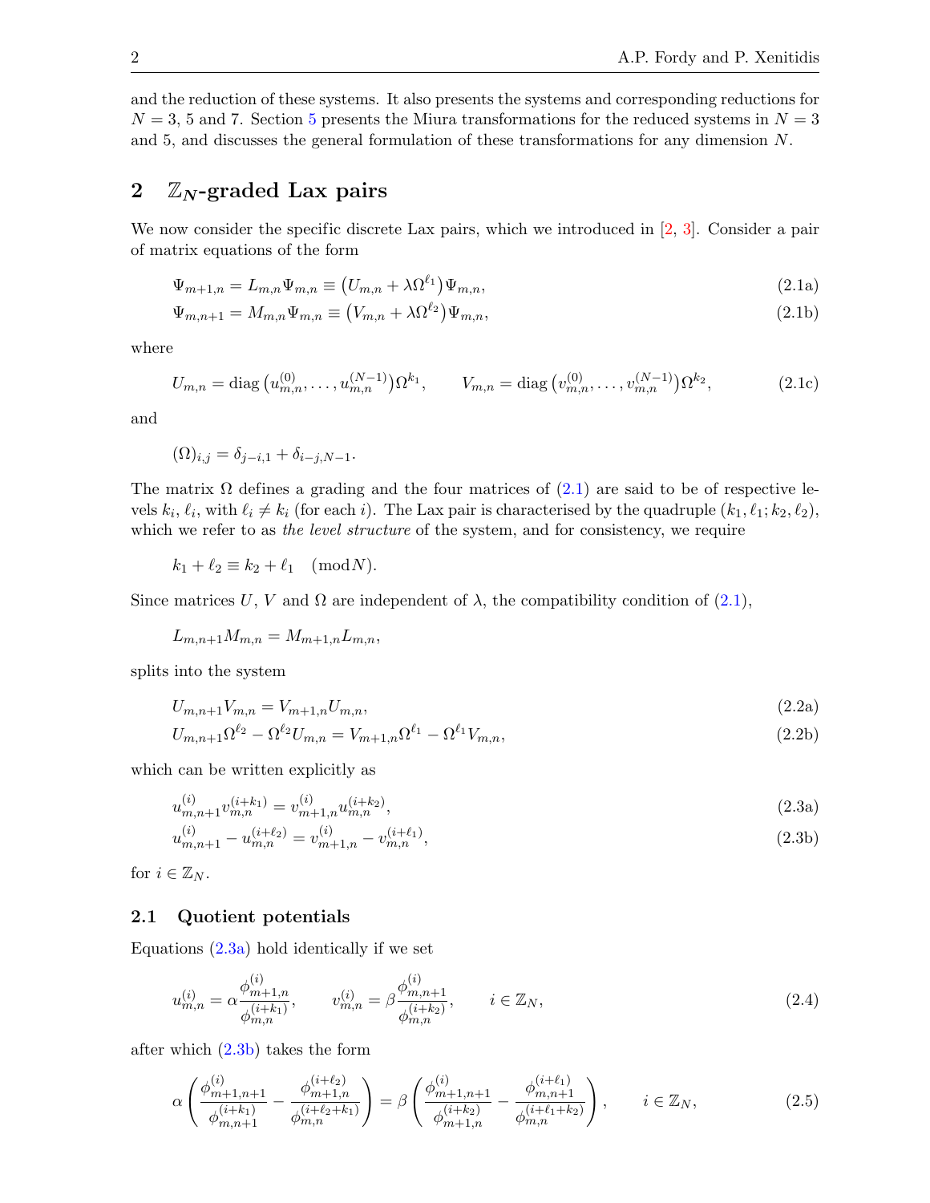and the reduction of these systems. It also presents the systems and corresponding reductions for $N = 3$, 5 and 7. Section 5 presents the Miura transformations for the reduced systems in $N = 3$ and 5, and discusses the general formulation of these transformations for any dimension $N$.

## 2 $\mathbb{Z}_N$-graded Lax pairs

We now consider the specific discrete Lax pairs, which we introduced in [2, 3]. Consider a pair of matrix equations of the form

$$\Psi_{m+1,n} = L_{m,n}\Psi_{m,n} \equiv \left(U_{m,n} + \lambda\Omega^{\ell_1}\right)\Psi_{m,n}, \tag{2.1a}$$

$$\Psi_{m,n+1} = M_{m,n}\Psi_{m,n} \equiv \left(V_{m,n} + \lambda\Omega^{\ell_2}\right)\Psi_{m,n}, \tag{2.1b}$$

where

$$U_{m,n} = \operatorname{diag}\left(u^{(0)}_{m,n}, \ldots, u^{(N-1)}_{m,n}\right)\Omega^{k_1}, \qquad V_{m,n} = \operatorname{diag}\left(v^{(0)}_{m,n}, \ldots, v^{(N-1)}_{m,n}\right)\Omega^{k_2}, \tag{2.1c}$$

and

$$(\Omega)_{i,j} = \delta_{j-i,1} + \delta_{i-j,N-1}.$$

The matrix $\Omega$ defines a grading and the four matrices of (2.1) are said to be of respective levels $k_i$, $\ell_i$, with $\ell_i \neq k_i$ (for each $i$). The Lax pair is characterised by the quadruple $(k_1, \ell_1; k_2, \ell_2)$, which we refer to as *the level structure* of the system, and for consistency, we require

$$k_1 + \ell_2 \equiv k_2 + \ell_1 \pmod{N}.$$

Since matrices $U$, $V$ and $\Omega$ are independent of $\lambda$, the compatibility condition of (2.1),

$$L_{m,n+1}M_{m,n} = M_{m+1,n}L_{m,n},$$

splits into the system

$$U_{m,n+1}V_{m,n} = V_{m+1,n}U_{m,n}, \tag{2.2a}$$

$$U_{m,n+1}\Omega^{\ell_2} - \Omega^{\ell_2}U_{m,n} = V_{m+1,n}\Omega^{\ell_1} - \Omega^{\ell_1}V_{m,n}, \tag{2.2b}$$

which can be written explicitly as

$$u^{(i)}_{m,n+1}v^{(i+k_1)}_{m,n} = v^{(i)}_{m+1,n}u^{(i+k_2)}_{m,n}, \tag{2.3a}$$

$$u^{(i)}_{m,n+1} - u^{(i+\ell_2)}_{m,n} = v^{(i)}_{m+1,n} - v^{(i+\ell_1)}_{m,n}, \tag{2.3b}$$

for $i \in \mathbb{Z}_N$.

### 2.1 Quotient potentials

Equations (2.3a) hold identically if we set

$$u^{(i)}_{m,n} = \alpha\frac{\phi^{(i)}_{m+1,n}}{\phi^{(i+k_1)}_{m,n}}, \qquad v^{(i)}_{m,n} = \beta\frac{\phi^{(i)}_{m,n+1}}{\phi^{(i+k_2)}_{m,n}}, \qquad i \in \mathbb{Z}_N, \tag{2.4}$$

after which (2.3b) takes the form

$$\alpha\left(\frac{\phi^{(i)}_{m+1,n+1}}{\phi^{(i+k_1)}_{m,n+1}} - \frac{\phi^{(i+\ell_2)}_{m+1,n}}{\phi^{(i+\ell_2+k_1)}_{m,n}}\right) = \beta\left(\frac{\phi^{(i)}_{m+1,n+1}}{\phi^{(i+k_2)}_{m+1,n}} - \frac{\phi^{(i+\ell_1)}_{m,n+1}}{\phi^{(i+\ell_1+k_2)}_{m,n}}\right), \qquad i \in \mathbb{Z}_N, \tag{2.5}$$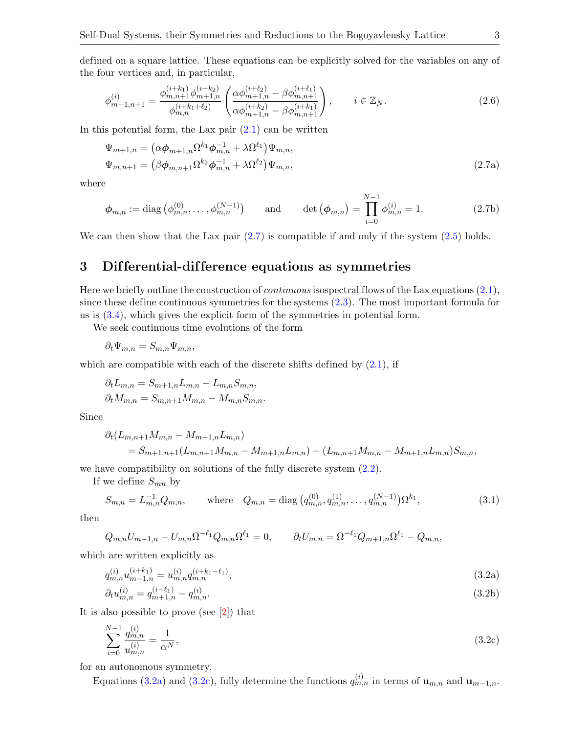defined on a square lattice. These equations can be explicitly solved for the variables on any of the four vertices and, in particular,

$$\phi^{(i)}_{m+1,n+1} = \frac{\phi^{(i+k_1)}_{m,n+1}\phi^{(i+k_2)}_{m+1,n}}{\phi^{(i+k_1+\ell_2)}_{m,n}} \left( \frac{\alpha\phi^{(i+\ell_2)}_{m+1,n} - \beta\phi^{(i+\ell_1)}_{m,n+1}}{\alpha\phi^{(i+k_2)}_{m+1,n} - \beta\phi^{(i+k_1)}_{m,n+1}} \right), \qquad i \in \mathbb{Z}_N. \tag{2.6}$$

In this potential form, the Lax pair (2.1) can be written

$$\begin{aligned} \Psi_{m+1,n} &= \left(\alpha\boldsymbol{\phi}_{m+1,n}\Omega^{k_1}\boldsymbol{\phi}^{-1}_{m,n} + \lambda\Omega^{\ell_1}\right)\Psi_{m,n}, \\ \Psi_{m,n+1} &= \left(\beta\boldsymbol{\phi}_{m,n+1}\Omega^{k_2}\boldsymbol{\phi}^{-1}_{m,n} + \lambda\Omega^{\ell_2}\right)\Psi_{m,n}, \end{aligned} \tag{2.7a}$$

where

$$\boldsymbol{\phi}_{m,n} := \operatorname{diag}\left(\phi^{(0)}_{m,n}, \dots, \phi^{(N-1)}_{m,n}\right) \qquad \text{and} \qquad \det\left(\boldsymbol{\phi}_{m,n}\right) = \prod_{i=0}^{N-1} \phi^{(i)}_{m,n} = 1. \tag{2.7b}$$

We can then show that the Lax pair (2.7) is compatible if and only if the system (2.5) holds.

## 3 Differential-difference equations as symmetries

Here we briefly outline the construction of *continuous* isospectral flows of the Lax equations (2.1), since these define continuous symmetries for the systems (2.3). The most important formula for us is (3.4), which gives the explicit form of the symmetries in potential form.

We seek continuous time evolutions of the form

$$\partial_t \Psi_{m,n} = S_{m,n}\Psi_{m,n},$$

which are compatible with each of the discrete shifts defined by (2.1), if

$$\begin{aligned} \partial_t L_{m,n} &= S_{m+1,n}L_{m,n} - L_{m,n}S_{m,n}, \\ \partial_t M_{m,n} &= S_{m,n+1}M_{m,n} - M_{m,n}S_{m,n}. \end{aligned}$$

Since

$$\begin{aligned} &\partial_t(L_{m,n+1}M_{m,n} - M_{m+1,n}L_{m,n}) \\ &\qquad = S_{m+1,n+1}(L_{m,n+1}M_{m,n} - M_{m+1,n}L_{m,n}) - (L_{m,n+1}M_{m,n} - M_{m+1,n}L_{m,n})S_{m,n}, \end{aligned}$$

we have compatibility on solutions of the fully discrete system (2.2).

If we define $S_{mn}$ by

$$S_{m,n} = L^{-1}_{m,n}Q_{m,n}, \qquad \text{where} \quad Q_{m,n} = \operatorname{diag}\left(q^{(0)}_{m,n}, q^{(1)}_{m,n}, \dots, q^{(N-1)}_{m,n}\right)\Omega^{k_1}, \tag{3.1}$$

then

$$Q_{m,n}U_{m-1,n} - U_{m,n}\Omega^{-\ell_1}Q_{m,n}\Omega^{\ell_1} = 0, \qquad \partial_t U_{m,n} = \Omega^{-\ell_1}Q_{m+1,n}\Omega^{\ell_1} - Q_{m,n},$$

which are written explicitly as

$$q^{(i)}_{m,n}u^{(i+k_1)}_{m-1,n} = u^{(i)}_{m,n}q^{(i+k_1-\ell_1)}_{m,n}, \tag{3.2a}$$

$$\partial_t u^{(i)}_{m,n} = q^{(i-\ell_1)}_{m+1,n} - q^{(i)}_{m,n}. \tag{3.2b}$$

It is also possible to prove (see [2]) that

$$\sum_{i=0}^{N-1} \frac{q^{(i)}_{m,n}}{u^{(i)}_{m,n}} = \frac{1}{\alpha^N}, \tag{3.2c}$$

for an autonomous symmetry.

Equations (3.2a) and (3.2c), fully determine the functions $q^{(i)}_{m,n}$ in terms of $\mathbf{u}_{m,n}$ and $\mathbf{u}_{m-1,n}$.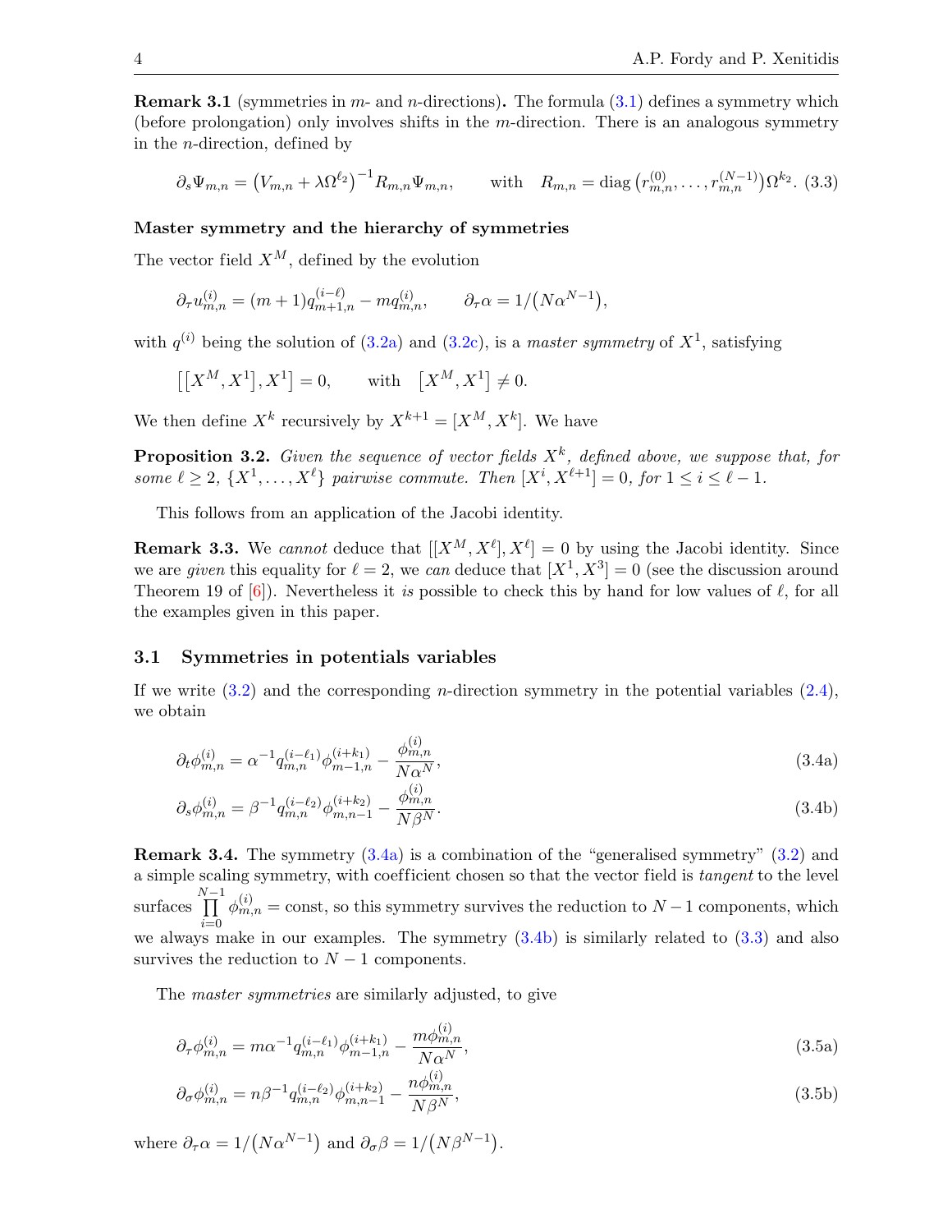**Remark 3.1** (symmetries in $m$- and $n$-directions)**.** The formula (3.1) defines a symmetry which (before prolongation) only involves shifts in the $m$-direction. There is an analogous symmetry in the $n$-direction, defined by

$$\partial_s \Psi_{m,n} = \left(V_{m,n} + \lambda \Omega^{\ell_2}\right)^{-1} R_{m,n} \Psi_{m,n}, \qquad \text{with} \quad R_{m,n} = \operatorname{diag}\left(r^{(0)}_{m,n}, \ldots, r^{(N-1)}_{m,n}\right)\Omega^{k_2}. \tag{3.3}$$

### Master symmetry and the hierarchy of symmetries

The vector field $X^M$, defined by the evolution

$$\partial_\tau u^{(i)}_{m,n} = (m+1) q^{(i-\ell)}_{m+1,n} - m q^{(i)}_{m,n}, \qquad \partial_\tau \alpha = 1/\left(N\alpha^{N-1}\right),$$

with $q^{(i)}$ being the solution of (3.2a) and (3.2c), is a *master symmetry* of $X^1$, satisfying

$$\left[\left[X^M, X^1\right], X^1\right] = 0, \qquad \text{with} \quad \left[X^M, X^1\right] \neq 0.$$

We then define $X^k$ recursively by $X^{k+1} = [X^M, X^k]$. We have

**Proposition 3.2.** *Given the sequence of vector fields $X^k$, defined above, we suppose that, for some $\ell \geq 2$, $\{X^1, \ldots, X^\ell\}$ pairwise commute. Then $[X^i, X^{\ell+1}] = 0$, for $1 \leq i \leq \ell - 1$.*

This follows from an application of the Jacobi identity.

**Remark 3.3.** We *cannot* deduce that $[[X^M, X^\ell], X^\ell] = 0$ by using the Jacobi identity. Since we are *given* this equality for $\ell = 2$, we *can* deduce that $[X^1, X^3] = 0$ (see the discussion around Theorem 19 of [6]). Nevertheless it *is* possible to check this by hand for low values of $\ell$, for all the examples given in this paper.

## 3.1 Symmetries in potentials variables

If we write (3.2) and the corresponding $n$-direction symmetry in the potential variables (2.4), we obtain

$$\partial_t \phi^{(i)}_{m,n} = \alpha^{-1} q^{(i-\ell_1)}_{m,n} \phi^{(i+k_1)}_{m-1,n} - \frac{\phi^{(i)}_{m,n}}{N\alpha^N}, \tag{3.4a}$$

$$\partial_s \phi^{(i)}_{m,n} = \beta^{-1} q^{(i-\ell_2)}_{m,n} \phi^{(i+k_2)}_{m,n-1} - \frac{\phi^{(i)}_{m,n}}{N\beta^N}. \tag{3.4b}$$

**Remark 3.4.** The symmetry (3.4a) is a combination of the "generalised symmetry" (3.2) and a simple scaling symmetry, with coefficient chosen so that the vector field is *tangent* to the level surfaces $\prod_{i=0}^{N-1} \phi^{(i)}_{m,n} = \text{const}$, so this symmetry survives the reduction to $N-1$ components, which we always make in our examples. The symmetry (3.4b) is similarly related to (3.3) and also survives the reduction to $N-1$ components.

The *master symmetries* are similarly adjusted, to give

$$\partial_\tau \phi^{(i)}_{m,n} = m\alpha^{-1} q^{(i-\ell_1)}_{m,n} \phi^{(i+k_1)}_{m-1,n} - \frac{m\phi^{(i)}_{m,n}}{N\alpha^N}, \tag{3.5a}$$

$$\partial_\sigma \phi^{(i)}_{m,n} = n\beta^{-1} q^{(i-\ell_2)}_{m,n} \phi^{(i+k_2)}_{m,n-1} - \frac{n\phi^{(i)}_{m,n}}{N\beta^N}, \tag{3.5b}$$

where $\partial_\tau \alpha = 1/\left(N\alpha^{N-1}\right)$ and $\partial_\sigma \beta = 1/\left(N\beta^{N-1}\right)$.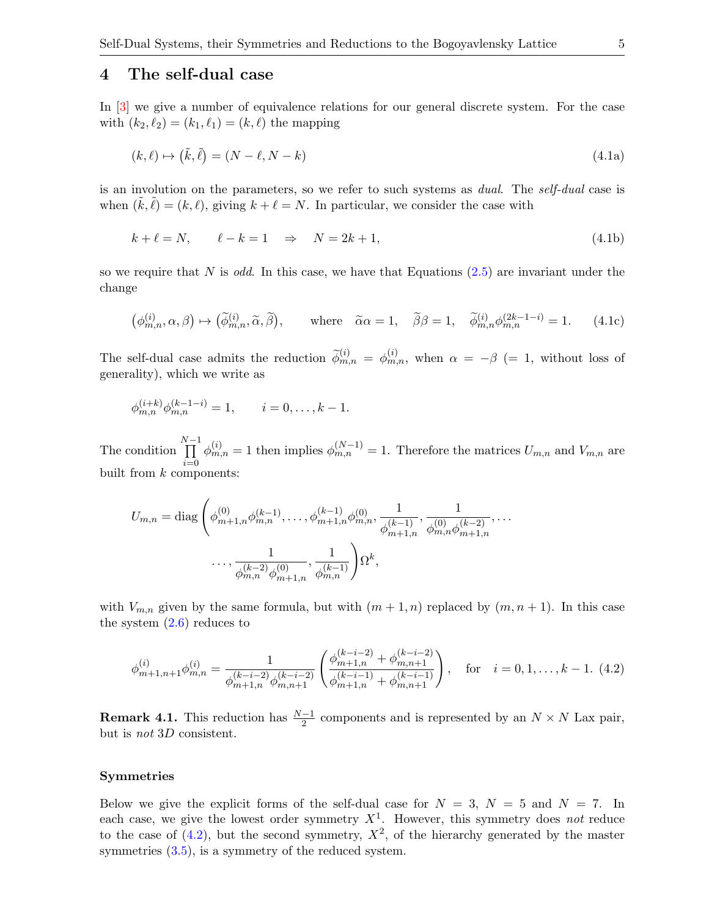## 4 The self-dual case

In [3] we give a number of equivalence relations for our general discrete system. For the case with $(k_2, \ell_2) = (k_1, \ell_1) = (k, \ell)$ the mapping

$$(k, \ell) \mapsto (\tilde{k}, \tilde{\ell}) = (N - \ell, N - k) \tag{4.1a}$$

is an involution on the parameters, so we refer to such systems as *dual*. The *self-dual* case is when $(\tilde{k}, \tilde{\ell}) = (k, \ell)$, giving $k + \ell = N$. In particular, we consider the case with

$$k + \ell = N, \qquad \ell - k = 1 \quad \Rightarrow \quad N = 2k + 1, \tag{4.1b}$$

so we require that $N$ is *odd*. In this case, we have that Equations (2.5) are invariant under the change

$$\left(\phi^{(i)}_{m,n}, \alpha, \beta\right) \mapsto \left(\widetilde{\phi}^{(i)}_{m,n}, \widetilde{\alpha}, \widetilde{\beta}\right), \qquad \text{where} \quad \widetilde{\alpha}\alpha = 1, \quad \widetilde{\beta}\beta = 1, \quad \widetilde{\phi}^{(i)}_{m,n}\phi^{(2k-1-i)}_{m,n} = 1. \tag{4.1c}$$

The self-dual case admits the reduction $\widetilde{\phi}^{(i)}_{m,n} = \phi^{(i)}_{m,n}$, when $\alpha = -\beta$ ($= 1$, without loss of generality), which we write as

$$\phi^{(i+k)}_{m,n}\phi^{(k-1-i)}_{m,n} = 1, \qquad i = 0, \ldots, k-1.$$

The condition $\prod_{i=0}^{N-1} \phi^{(i)}_{m,n} = 1$ then implies $\phi^{(N-1)}_{m,n} = 1$. Therefore the matrices $U_{m,n}$ and $V_{m,n}$ are built from $k$ components:

$$U_{m,n} = \operatorname{diag}\left(\phi^{(0)}_{m+1,n}\phi^{(k-1)}_{m,n}, \ldots, \phi^{(k-1)}_{m+1,n}\phi^{(0)}_{m,n}, \frac{1}{\phi^{(k-1)}_{m+1,n}}, \frac{1}{\phi^{(0)}_{m,n}\phi^{(k-2)}_{m+1,n}}, \ldots \right.$$
$$\left. \ldots, \frac{1}{\phi^{(k-2)}_{m,n}\phi^{(0)}_{m+1,n}}, \frac{1}{\phi^{(k-1)}_{m,n}}\right)\Omega^k,$$

with $V_{m,n}$ given by the same formula, but with $(m+1, n)$ replaced by $(m, n+1)$. In this case the system (2.6) reduces to

$$\phi^{(i)}_{m+1,n+1}\phi^{(i)}_{m,n} = \frac{1}{\phi^{(k-i-2)}_{m+1,n}\phi^{(k-i-2)}_{m,n+1}}\left(\frac{\phi^{(k-i-2)}_{m+1,n} + \phi^{(k-i-2)}_{m,n+1}}{\phi^{(k-i-1)}_{m+1,n} + \phi^{(k-i-1)}_{m,n+1}}\right), \quad \text{for} \quad i = 0, 1, \ldots, k-1. \tag{4.2}$$

**Remark 4.1.** This reduction has $\frac{N-1}{2}$ components and is represented by an $N \times N$ Lax pair, but is *not* 3D consistent.

#### Symmetries

Below we give the explicit forms of the self-dual case for $N = 3$, $N = 5$ and $N = 7$. In each case, we give the lowest order symmetry $X^1$. However, this symmetry does *not* reduce to the case of (4.2), but the second symmetry, $X^2$, of the hierarchy generated by the master symmetries (3.5), is a symmetry of the reduced system.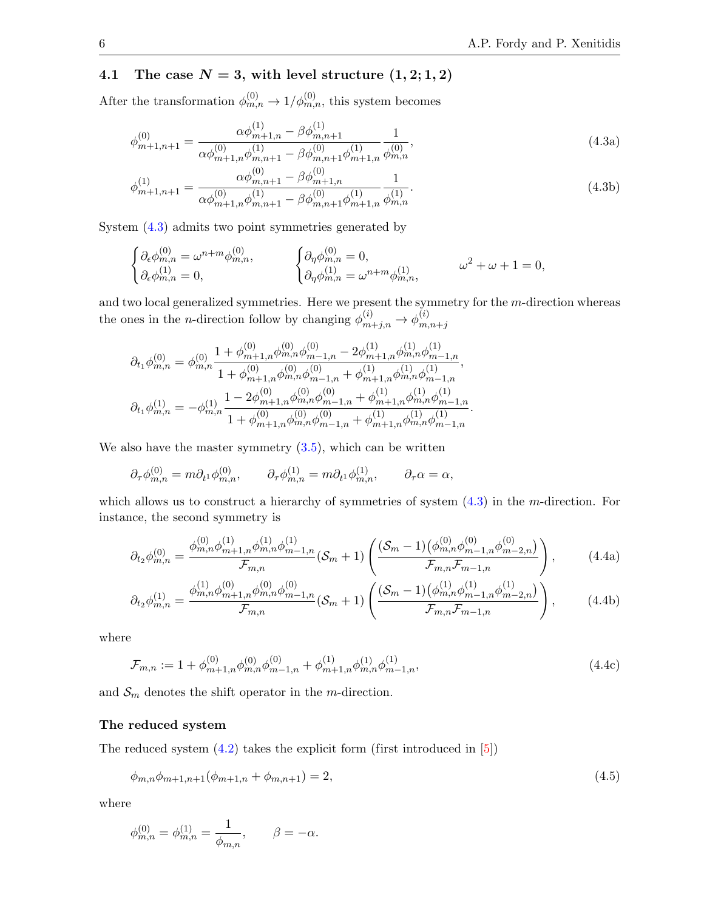### 4.1 The case $N = 3$, with level structure $(1, 2; 1, 2)$

After the transformation $\phi^{(0)}_{m,n} \to 1/\phi^{(0)}_{m,n}$, this system becomes

$$
\phi^{(0)}_{m+1,n+1} = \frac{\alpha\phi^{(1)}_{m+1,n} - \beta\phi^{(1)}_{m,n+1}}{\alpha\phi^{(0)}_{m+1,n}\phi^{(1)}_{m,n+1} - \beta\phi^{(0)}_{m,n+1}\phi^{(1)}_{m+1,n}}\,\frac{1}{\phi^{(0)}_{m,n}}, \tag{4.3a}
$$

$$
\phi^{(1)}_{m+1,n+1} = \frac{\alpha\phi^{(0)}_{m,n+1} - \beta\phi^{(0)}_{m+1,n}}{\alpha\phi^{(0)}_{m+1,n}\phi^{(1)}_{m,n+1} - \beta\phi^{(0)}_{m,n+1}\phi^{(1)}_{m+1,n}}\,\frac{1}{\phi^{(1)}_{m,n}}. \tag{4.3b}
$$

System (4.3) admits two point symmetries generated by

$$
\begin{cases}\partial_\epsilon \phi^{(0)}_{m,n} = \omega^{n+m}\phi^{(0)}_{m,n},\\ \partial_\epsilon \phi^{(1)}_{m,n} = 0,\end{cases} \qquad \begin{cases}\partial_\eta \phi^{(0)}_{m,n} = 0,\\ \partial_\eta \phi^{(1)}_{m,n} = \omega^{n+m}\phi^{(1)}_{m,n},\end{cases} \qquad \omega^2 + \omega + 1 = 0,
$$

and two local generalized symmetries. Here we present the symmetry for the $m$-direction whereas the ones in the $n$-direction follow by changing $\phi^{(i)}_{m+j,n} \to \phi^{(i)}_{m,n+j}$

$$
\partial_{t_1}\phi^{(0)}_{m,n} = \phi^{(0)}_{m,n}\frac{1 + \phi^{(0)}_{m+1,n}\phi^{(0)}_{m,n}\phi^{(0)}_{m-1,n} - 2\phi^{(1)}_{m+1,n}\phi^{(1)}_{m,n}\phi^{(1)}_{m-1,n}}{1 + \phi^{(0)}_{m+1,n}\phi^{(0)}_{m,n}\phi^{(0)}_{m-1,n} + \phi^{(1)}_{m+1,n}\phi^{(1)}_{m,n}\phi^{(1)}_{m-1,n}},
$$

$$
\partial_{t_1}\phi^{(1)}_{m,n} = -\phi^{(1)}_{m,n}\frac{1 - 2\phi^{(0)}_{m+1,n}\phi^{(0)}_{m,n}\phi^{(0)}_{m-1,n} + \phi^{(1)}_{m+1,n}\phi^{(1)}_{m,n}\phi^{(1)}_{m-1,n}}{1 + \phi^{(0)}_{m+1,n}\phi^{(0)}_{m,n}\phi^{(0)}_{m-1,n} + \phi^{(1)}_{m+1,n}\phi^{(1)}_{m,n}\phi^{(1)}_{m-1,n}}.
$$

We also have the master symmetry (3.5), which can be written

$$
\partial_\tau \phi^{(0)}_{m,n} = m\partial_{t^1}\phi^{(0)}_{m,n}, \qquad \partial_\tau \phi^{(1)}_{m,n} = m\partial_{t^1}\phi^{(1)}_{m,n}, \qquad \partial_\tau \alpha = \alpha,
$$

which allows us to construct a hierarchy of symmetries of system (4.3) in the $m$-direction. For instance, the second symmetry is

$$
\partial_{t_2}\phi^{(0)}_{m,n} = \frac{\phi^{(0)}_{m,n}\phi^{(1)}_{m+1,n}\phi^{(1)}_{m,n}\phi^{(1)}_{m-1,n}}{\mathcal{F}_{m,n}}(\mathcal{S}_m + 1)\left(\frac{(\mathcal{S}_m - 1)\big(\phi^{(0)}_{m,n}\phi^{(0)}_{m-1,n}\phi^{(0)}_{m-2,n}\big)}{\mathcal{F}_{m,n}\mathcal{F}_{m-1,n}}\right), \tag{4.4a}
$$

$$
\partial_{t_2}\phi^{(1)}_{m,n} = \frac{\phi^{(1)}_{m,n}\phi^{(0)}_{m+1,n}\phi^{(0)}_{m,n}\phi^{(0)}_{m-1,n}}{\mathcal{F}_{m,n}}(\mathcal{S}_m + 1)\left(\frac{(\mathcal{S}_m - 1)\big(\phi^{(1)}_{m,n}\phi^{(1)}_{m-1,n}\phi^{(1)}_{m-2,n}\big)}{\mathcal{F}_{m,n}\mathcal{F}_{m-1,n}}\right), \tag{4.4b}
$$

where

$$
\mathcal{F}_{m,n} := 1 + \phi^{(0)}_{m+1,n}\phi^{(0)}_{m,n}\phi^{(0)}_{m-1,n} + \phi^{(1)}_{m+1,n}\phi^{(1)}_{m,n}\phi^{(1)}_{m-1,n}, \tag{4.4c}
$$

and $\mathcal{S}_m$ denotes the shift operator in the $m$-direction.

#### The reduced system

The reduced system (4.2) takes the explicit form (first introduced in [5])

$$
\phi_{m,n}\phi_{m+1,n+1}(\phi_{m+1,n} + \phi_{m,n+1}) = 2, \tag{4.5}
$$

where

$$
\phi^{(0)}_{m,n} = \phi^{(1)}_{m,n} = \frac{1}{\phi_{m,n}}, \qquad \beta = -\alpha.
$$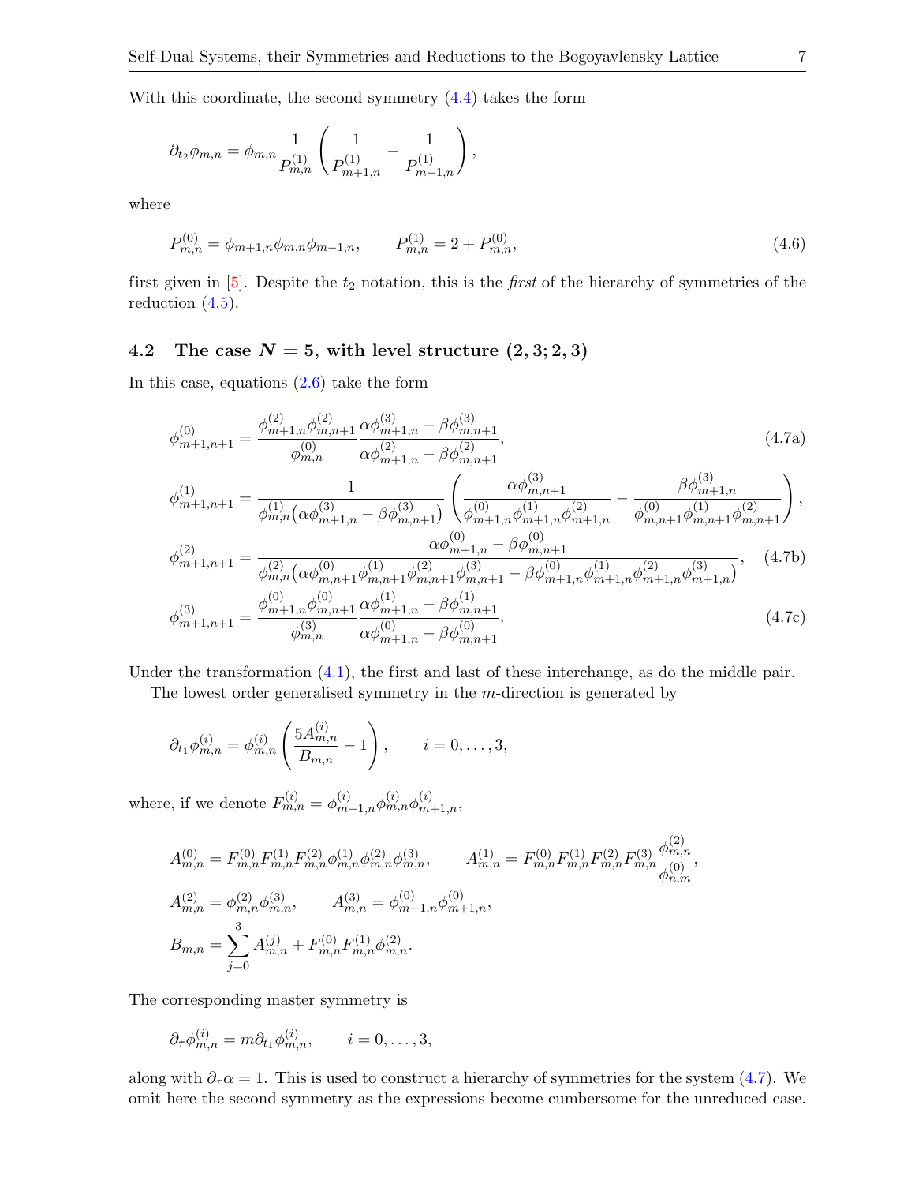With this coordinate, the second symmetry (4.4) takes the form

$$\partial_{t_2}\phi_{m,n} = \phi_{m,n}\frac{1}{P^{(1)}_{m,n}}\left(\frac{1}{P^{(1)}_{m+1,n}} - \frac{1}{P^{(1)}_{m-1,n}}\right),$$

where

$$P^{(0)}_{m,n} = \phi_{m+1,n}\phi_{m,n}\phi_{m-1,n}, \qquad P^{(1)}_{m,n} = 2 + P^{(0)}_{m,n}, \tag{4.6}$$

first given in [5]. Despite the $t_2$ notation, this is the *first* of the hierarchy of symmetries of the reduction (4.5).

### 4.2 The case $N = 5$, with level structure $(2, 3; 2, 3)$

In this case, equations (2.6) take the form

$$\phi^{(0)}_{m+1,n+1} = \frac{\phi^{(2)}_{m+1,n}\phi^{(2)}_{m,n+1}}{\phi^{(0)}_{m,n}}\frac{\alpha\phi^{(3)}_{m+1,n} - \beta\phi^{(3)}_{m,n+1}}{\alpha\phi^{(2)}_{m+1,n} - \beta\phi^{(2)}_{m,n+1}}, \tag{4.7a}$$

$$\phi^{(1)}_{m+1,n+1} = \frac{1}{\phi^{(1)}_{m,n}\left(\alpha\phi^{(3)}_{m+1,n} - \beta\phi^{(3)}_{m,n+1}\right)}\left(\frac{\alpha\phi^{(3)}_{m,n+1}}{\phi^{(0)}_{m+1,n}\phi^{(1)}_{m+1,n}\phi^{(2)}_{m+1,n}} - \frac{\beta\phi^{(3)}_{m+1,n}}{\phi^{(0)}_{m,n+1}\phi^{(1)}_{m,n+1}\phi^{(2)}_{m,n+1}}\right),$$

$$\phi^{(2)}_{m+1,n+1} = \frac{\alpha\phi^{(0)}_{m+1,n} - \beta\phi^{(0)}_{m,n+1}}{\phi^{(2)}_{m,n}\left(\alpha\phi^{(0)}_{m,n+1}\phi^{(1)}_{m,n+1}\phi^{(2)}_{m,n+1}\phi^{(3)}_{m,n+1} - \beta\phi^{(0)}_{m+1,n}\phi^{(1)}_{m+1,n}\phi^{(2)}_{m+1,n}\phi^{(3)}_{m+1,n}\right)}, \tag{4.7b}$$

$$\phi^{(3)}_{m+1,n+1} = \frac{\phi^{(0)}_{m+1,n}\phi^{(0)}_{m,n+1}}{\phi^{(3)}_{m,n}}\frac{\alpha\phi^{(1)}_{m+1,n} - \beta\phi^{(1)}_{m,n+1}}{\alpha\phi^{(0)}_{m+1,n} - \beta\phi^{(0)}_{m,n+1}}. \tag{4.7c}$$

Under the transformation (4.1), the first and last of these interchange, as do the middle pair.

The lowest order generalised symmetry in the $m$-direction is generated by

$$\partial_{t_1}\phi^{(i)}_{m,n} = \phi^{(i)}_{m,n}\left(\frac{5A^{(i)}_{m,n}}{B_{m,n}} - 1\right), \qquad i = 0, \ldots, 3,$$

where, if we denote $F^{(i)}_{m,n} = \phi^{(i)}_{m-1,n}\phi^{(i)}_{m,n}\phi^{(i)}_{m+1,n}$,

$$A^{(0)}_{m,n} = F^{(0)}_{m,n}F^{(1)}_{m,n}F^{(2)}_{m,n}\phi^{(1)}_{m,n}\phi^{(2)}_{m,n}\phi^{(3)}_{m,n}, \qquad A^{(1)}_{m,n} = F^{(0)}_{m,n}F^{(1)}_{m,n}F^{(2)}_{m,n}F^{(3)}_{m,n}\frac{\phi^{(2)}_{m,n}}{\phi^{(0)}_{n,m}},$$

$$A^{(2)}_{m,n} = \phi^{(2)}_{m,n}\phi^{(3)}_{m,n}, \qquad A^{(3)}_{m,n} = \phi^{(0)}_{m-1,n}\phi^{(0)}_{m+1,n},$$

$$B_{m,n} = \sum_{j=0}^{3} A^{(j)}_{m,n} + F^{(0)}_{m,n}F^{(1)}_{m,n}\phi^{(2)}_{m,n}.$$

The corresponding master symmetry is

$$\partial_\tau\phi^{(i)}_{m,n} = m\partial_{t_1}\phi^{(i)}_{m,n}, \qquad i = 0, \ldots, 3,$$

along with $\partial_\tau\alpha = 1$. This is used to construct a hierarchy of symmetries for the system (4.7). We omit here the second symmetry as the expressions become cumbersome for the unreduced case.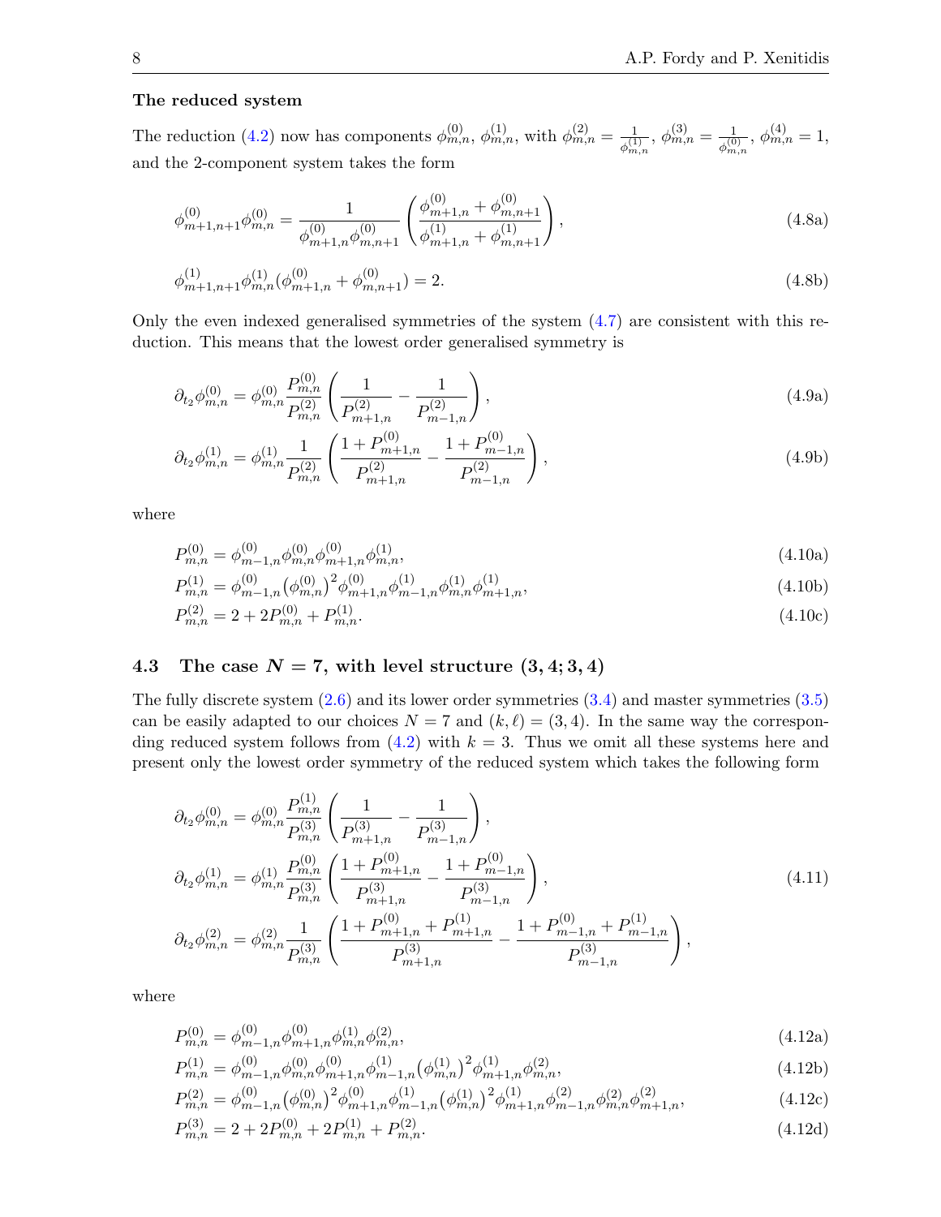**The reduced system**

The reduction (4.2) now has components $\phi^{(0)}_{m,n}$, $\phi^{(1)}_{m,n}$, with $\phi^{(2)}_{m,n} = \frac{1}{\phi^{(1)}_{m,n}}$, $\phi^{(3)}_{m,n} = \frac{1}{\phi^{(0)}_{m,n}}$, $\phi^{(4)}_{m,n} = 1$, and the 2-component system takes the form

$$\phi^{(0)}_{m+1,n+1}\phi^{(0)}_{m,n} = \frac{1}{\phi^{(0)}_{m+1,n}\phi^{(0)}_{m,n+1}}\left(\frac{\phi^{(0)}_{m+1,n}+\phi^{(0)}_{m,n+1}}{\phi^{(1)}_{m+1,n}+\phi^{(1)}_{m,n+1}}\right), \tag{4.8a}$$

$$\phi^{(1)}_{m+1,n+1}\phi^{(1)}_{m,n}(\phi^{(0)}_{m+1,n}+\phi^{(0)}_{m,n+1}) = 2. \tag{4.8b}$$

Only the even indexed generalised symmetries of the system (4.7) are consistent with this reduction. This means that the lowest order generalised symmetry is

$$\partial_{t_2}\phi^{(0)}_{m,n} = \phi^{(0)}_{m,n}\frac{P^{(0)}_{m,n}}{P^{(2)}_{m,n}}\left(\frac{1}{P^{(2)}_{m+1,n}} - \frac{1}{P^{(2)}_{m-1,n}}\right), \tag{4.9a}$$

$$\partial_{t_2}\phi^{(1)}_{m,n} = \phi^{(1)}_{m,n}\frac{1}{P^{(2)}_{m,n}}\left(\frac{1+P^{(0)}_{m+1,n}}{P^{(2)}_{m+1,n}} - \frac{1+P^{(0)}_{m-1,n}}{P^{(2)}_{m-1,n}}\right), \tag{4.9b}$$

where

$$P^{(0)}_{m,n} = \phi^{(0)}_{m-1,n}\phi^{(0)}_{m,n}\phi^{(0)}_{m+1,n}\phi^{(1)}_{m,n}, \tag{4.10a}$$

$$P^{(1)}_{m,n} = \phi^{(0)}_{m-1,n}\big(\phi^{(0)}_{m,n}\big)^2\phi^{(0)}_{m+1,n}\phi^{(1)}_{m-1,n}\phi^{(1)}_{m,n}\phi^{(1)}_{m+1,n}, \tag{4.10b}$$

$$P^{(2)}_{m,n} = 2 + 2P^{(0)}_{m,n} + P^{(1)}_{m,n}. \tag{4.10c}$$

## 4.3 The case $N = 7$, with level structure $(3, 4; 3, 4)$

The fully discrete system (2.6) and its lower order symmetries (3.4) and master symmetries (3.5) can be easily adapted to our choices $N = 7$ and $(k,\ell) = (3, 4)$. In the same way the corresponding reduced system follows from (4.2) with $k = 3$. Thus we omit all these systems here and present only the lowest order symmetry of the reduced system which takes the following form

$$\begin{aligned}
\partial_{t_2}\phi^{(0)}_{m,n} &= \phi^{(0)}_{m,n}\frac{P^{(1)}_{m,n}}{P^{(3)}_{m,n}}\left(\frac{1}{P^{(3)}_{m+1,n}} - \frac{1}{P^{(3)}_{m-1,n}}\right),\\
\partial_{t_2}\phi^{(1)}_{m,n} &= \phi^{(1)}_{m,n}\frac{P^{(0)}_{m,n}}{P^{(3)}_{m,n}}\left(\frac{1+P^{(0)}_{m+1,n}}{P^{(3)}_{m+1,n}} - \frac{1+P^{(0)}_{m-1,n}}{P^{(3)}_{m-1,n}}\right),\\
\partial_{t_2}\phi^{(2)}_{m,n} &= \phi^{(2)}_{m,n}\frac{1}{P^{(3)}_{m,n}}\left(\frac{1+P^{(0)}_{m+1,n}+P^{(1)}_{m+1,n}}{P^{(3)}_{m+1,n}} - \frac{1+P^{(0)}_{m-1,n}+P^{(1)}_{m-1,n}}{P^{(3)}_{m-1,n}}\right),
\end{aligned} \tag{4.11}$$

where

$$P^{(0)}_{m,n} = \phi^{(0)}_{m-1,n}\phi^{(0)}_{m+1,n}\phi^{(1)}_{m,n}\phi^{(2)}_{m,n}, \tag{4.12a}$$

$$P^{(1)}_{m,n} = \phi^{(0)}_{m-1,n}\phi^{(0)}_{m,n}\phi^{(0)}_{m+1,n}\phi^{(1)}_{m-1,n}\big(\phi^{(1)}_{m,n}\big)^2\phi^{(1)}_{m+1,n}\phi^{(2)}_{m,n}, \tag{4.12b}$$

$$P^{(2)}_{m,n} = \phi^{(0)}_{m-1,n}\big(\phi^{(0)}_{m,n}\big)^2\phi^{(0)}_{m+1,n}\phi^{(1)}_{m-1,n}\big(\phi^{(1)}_{m,n}\big)^2\phi^{(1)}_{m+1,n}\phi^{(2)}_{m-1,n}\phi^{(2)}_{m,n}\phi^{(2)}_{m+1,n}, \tag{4.12c}$$

$$P^{(3)}_{m,n} = 2 + 2P^{(0)}_{m,n} + 2P^{(1)}_{m,n} + P^{(2)}_{m,n}. \tag{4.12d}$$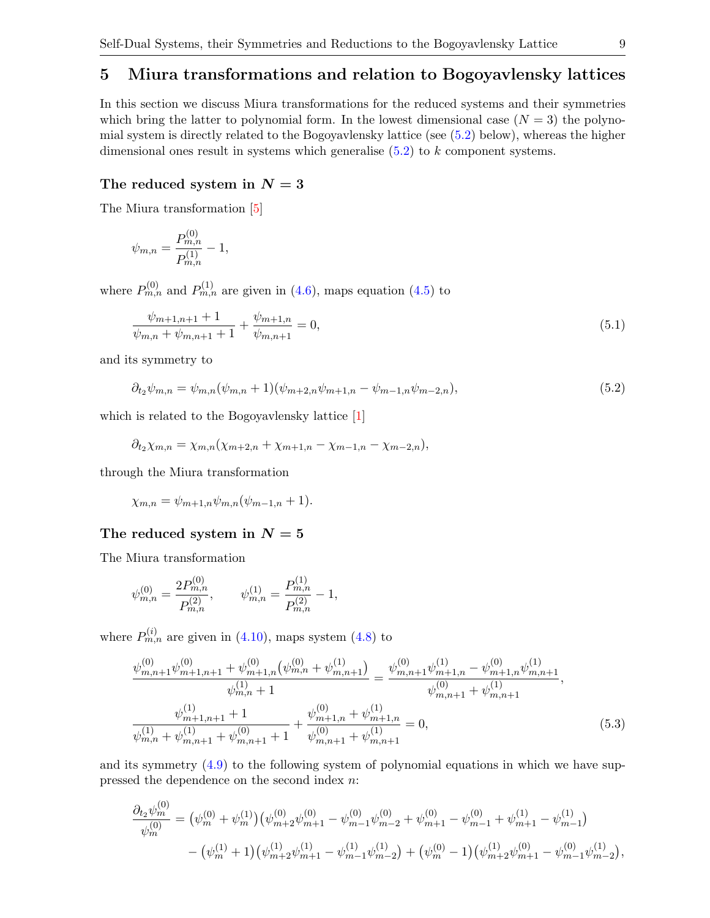## 5 Miura transformations and relation to Bogoyavlensky lattices

In this section we discuss Miura transformations for the reduced systems and their symmetries which bring the latter to polynomial form. In the lowest dimensional case ($N = 3$) the polynomial system is directly related to the Bogoyavlensky lattice (see (5.2) below), whereas the higher dimensional ones result in systems which generalise (5.2) to $k$ component systems.

### The reduced system in $N = 3$

The Miura transformation [5]

$$\psi_{m,n} = \frac{P^{(0)}_{m,n}}{P^{(1)}_{m,n}} - 1,$$

where $P^{(0)}_{m,n}$ and $P^{(1)}_{m,n}$ are given in (4.6), maps equation (4.5) to

$$\frac{\psi_{m+1,n+1} + 1}{\psi_{m,n} + \psi_{m,n+1} + 1} + \frac{\psi_{m+1,n}}{\psi_{m,n+1}} = 0, \tag{5.1}$$

and its symmetry to

$$\partial_{t_2} \psi_{m,n} = \psi_{m,n}(\psi_{m,n} + 1)(\psi_{m+2,n}\psi_{m+1,n} - \psi_{m-1,n}\psi_{m-2,n}), \tag{5.2}$$

which is related to the Bogoyavlensky lattice [1]

$$\partial_{t_2} \chi_{m,n} = \chi_{m,n}(\chi_{m+2,n} + \chi_{m+1,n} - \chi_{m-1,n} - \chi_{m-2,n}),$$

through the Miura transformation

$$\chi_{m,n} = \psi_{m+1,n}\psi_{m,n}(\psi_{m-1,n} + 1).$$

### The reduced system in $N = 5$

The Miura transformation

$$\psi^{(0)}_{m,n} = \frac{2P^{(0)}_{m,n}}{P^{(2)}_{m,n}}, \qquad \psi^{(1)}_{m,n} = \frac{P^{(1)}_{m,n}}{P^{(2)}_{m,n}} - 1,$$

where $P^{(i)}_{m,n}$ are given in (4.10), maps system (4.8) to

$$\begin{aligned}
&\frac{\psi^{(0)}_{m,n+1}\psi^{(0)}_{m+1,n+1} + \psi^{(0)}_{m+1,n}\big(\psi^{(0)}_{m,n} + \psi^{(1)}_{m,n+1}\big)}{\psi^{(1)}_{m,n} + 1} = \frac{\psi^{(0)}_{m,n+1}\psi^{(1)}_{m+1,n} - \psi^{(0)}_{m+1,n}\psi^{(1)}_{m,n+1}}{\psi^{(0)}_{m,n+1} + \psi^{(1)}_{m,n+1}},\\
&\frac{\psi^{(1)}_{m+1,n+1} + 1}{\psi^{(1)}_{m,n} + \psi^{(1)}_{m,n+1} + \psi^{(0)}_{m,n+1} + 1} + \frac{\psi^{(0)}_{m+1,n} + \psi^{(1)}_{m+1,n}}{\psi^{(0)}_{m,n+1} + \psi^{(1)}_{m,n+1}} = 0,
\end{aligned} \tag{5.3}$$

and its symmetry (4.9) to the following system of polynomial equations in which we have suppressed the dependence on the second index $n$:

$$\begin{aligned}
\frac{\partial_{t_2}\psi^{(0)}_m}{\psi^{(0)}_m} = {} & \big(\psi^{(0)}_m + \psi^{(1)}_m\big)\big(\psi^{(0)}_{m+2}\psi^{(0)}_{m+1} - \psi^{(0)}_{m-1}\psi^{(0)}_{m-2} + \psi^{(0)}_{m+1} - \psi^{(0)}_{m-1} + \psi^{(1)}_{m+1} - \psi^{(1)}_{m-1}\big)\\
& - \big(\psi^{(1)}_m + 1\big)\big(\psi^{(1)}_{m+2}\psi^{(1)}_{m+1} - \psi^{(1)}_{m-1}\psi^{(1)}_{m-2}\big) + \big(\psi^{(0)}_m - 1\big)\big(\psi^{(1)}_{m+2}\psi^{(0)}_{m+1} - \psi^{(0)}_{m-1}\psi^{(1)}_{m-2}\big),
\end{aligned}$$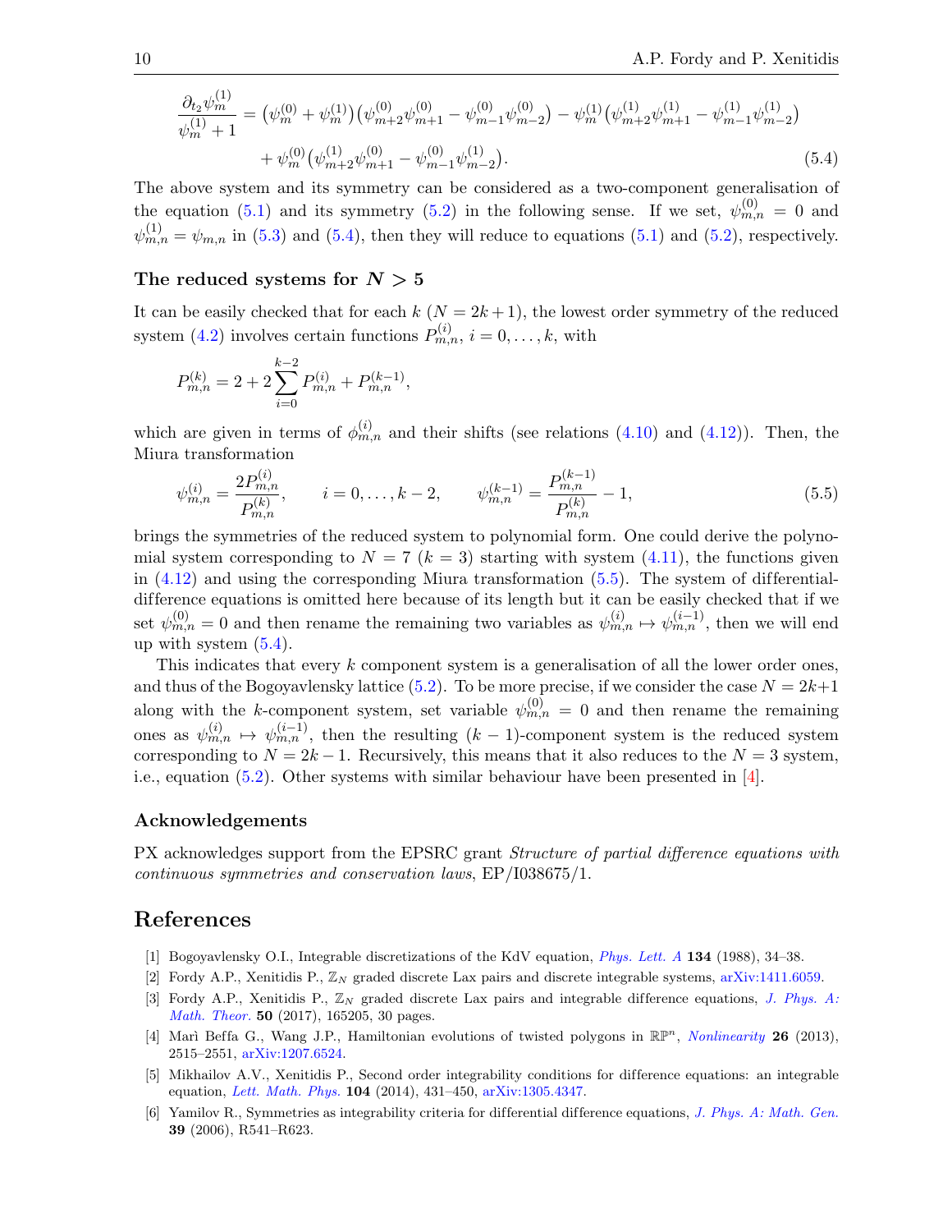$$\frac{\partial_{t_2} \psi_m^{(1)}}{\psi_m^{(1)} + 1} = \left(\psi_m^{(0)} + \psi_m^{(1)}\right)\left(\psi_{m+2}^{(0)} \psi_{m+1}^{(0)} - \psi_{m-1}^{(0)} \psi_{m-2}^{(0)}\right) - \psi_m^{(1)}\left(\psi_{m+2}^{(1)} \psi_{m+1}^{(1)} - \psi_{m-1}^{(1)} \psi_{m-2}^{(1)}\right) + \psi_m^{(0)}\left(\psi_{m+2}^{(1)} \psi_{m+1}^{(0)} - \psi_{m-1}^{(0)} \psi_{m-2}^{(1)}\right). \tag{5.4}$$

The above system and its symmetry can be considered as a two-component generalisation of the equation (5.1) and its symmetry (5.2) in the following sense. If we set, $\psi_{m,n}^{(0)} = 0$ and $\psi_{m,n}^{(1)} = \psi_{m,n}$ in (5.3) and (5.4), then they will reduce to equations (5.1) and (5.2), respectively.

### The reduced systems for $N > 5$

It can be easily checked that for each $k$ ($N = 2k+1$), the lowest order symmetry of the reduced system (4.2) involves certain functions $P_{m,n}^{(i)}$, $i = 0, \dots, k$, with

$$P_{m,n}^{(k)} = 2 + 2\sum_{i=0}^{k-2} P_{m,n}^{(i)} + P_{m,n}^{(k-1)},$$

which are given in terms of $\phi_{m,n}^{(i)}$ and their shifts (see relations (4.10) and (4.12)). Then, the Miura transformation

$$\psi_{m,n}^{(i)} = \frac{2P_{m,n}^{(i)}}{P_{m,n}^{(k)}}, \qquad i = 0, \dots, k-2, \qquad \psi_{m,n}^{(k-1)} = \frac{P_{m,n}^{(k-1)}}{P_{m,n}^{(k)}} - 1, \tag{5.5}$$

brings the symmetries of the reduced system to polynomial form. One could derive the polynomial system corresponding to $N = 7$ ($k = 3$) starting with system (4.11), the functions given in (4.12) and using the corresponding Miura transformation (5.5). The system of differential-difference equations is omitted here because of its length but it can be easily checked that if we set $\psi_{m,n}^{(0)} = 0$ and then rename the remaining two variables as $\psi_{m,n}^{(i)} \mapsto \psi_{m,n}^{(i-1)}$, then we will end up with system (5.4).

This indicates that every $k$ component system is a generalisation of all the lower order ones, and thus of the Bogoyavlensky lattice (5.2). To be more precise, if we consider the case $N = 2k+1$ along with the $k$-component system, set variable $\psi_{m,n}^{(0)} = 0$ and then rename the remaining ones as $\psi_{m,n}^{(i)} \mapsto \psi_{m,n}^{(i-1)}$, then the resulting $(k-1)$-component system is the reduced system corresponding to $N = 2k-1$. Recursively, this means that it also reduces to the $N = 3$ system, i.e., equation (5.2). Other systems with similar behaviour have been presented in [4].

### Acknowledgements

PX acknowledges support from the EPSRC grant *Structure of partial difference equations with continuous symmetries and conservation laws*, EP/I038675/1.

## References

[1] Bogoyavlensky O.I., Integrable discretizations of the KdV equation, *Phys. Lett. A* **134** (1988), 34–38.

[2] Fordy A.P., Xenitidis P., $\mathbb{Z}_N$ graded discrete Lax pairs and discrete integrable systems, arXiv:1411.6059.

[3] Fordy A.P., Xenitidis P., $\mathbb{Z}_N$ graded discrete Lax pairs and integrable difference equations, *J. Phys. A: Math. Theor.* **50** (2017), 165205, 30 pages.

[4] Marì Beffa G., Wang J.P., Hamiltonian evolutions of twisted polygons in $\mathbb{RP}^n$, *Nonlinearity* **26** (2013), 2515–2551, arXiv:1207.6524.

[5] Mikhailov A.V., Xenitidis P., Second order integrability conditions for difference equations: an integrable equation, *Lett. Math. Phys.* **104** (2014), 431–450, arXiv:1305.4347.

[6] Yamilov R., Symmetries as integrability criteria for differential difference equations, *J. Phys. A: Math. Gen.* **39** (2006), R541–R623.